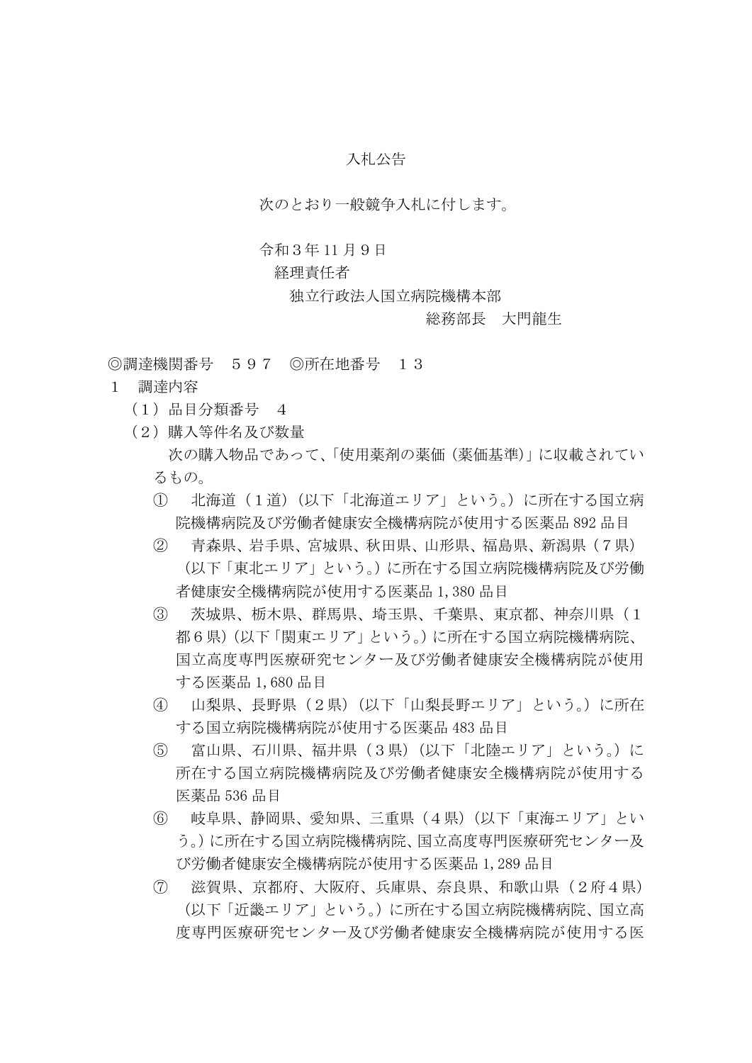# 入札公告

次のとおり一般競争入札に付します。

令和３年 11 月９日

経理責任者

独立行政法人国立病院機構本部

総務部長　大門龍生

◎調達機関番号　５９７　◎所在地番号　１３

１　調達内容

（１）品目分類番号　４

（２）購入等件名及び数量

次の購入物品であって、「使用薬剤の薬価（薬価基準）」に収載されているもの。

①　北海道（１道）（以下「北海道エリア」という。）に所在する国立病院機構病院及び労働者健康安全機構病院が使用する医薬品 892 品目

②　青森県、岩手県、宮城県、秋田県、山形県、福島県、新潟県（７県）（以下「東北エリア」という。）に所在する国立病院機構病院及び労働者健康安全機構病院が使用する医薬品 1,380 品目

③　茨城県、栃木県、群馬県、埼玉県、千葉県、東京都、神奈川県（１都６県）（以下「関東エリア」という。）に所在する国立病院機構病院、国立高度専門医療研究センター及び労働者健康安全機構病院が使用する医薬品 1,680 品目

④　山梨県、長野県（２県）（以下「山梨長野エリア」という。）に所在する国立病院機構病院が使用する医薬品 483 品目

⑤　富山県、石川県、福井県（３県）（以下「北陸エリア」という。）に所在する国立病院機構病院及び労働者健康安全機構病院が使用する医薬品 536 品目

⑥　岐阜県、静岡県、愛知県、三重県（４県）（以下「東海エリア」という。）に所在する国立病院機構病院、国立高度専門医療研究センター及び労働者健康安全機構病院が使用する医薬品 1,289 品目

⑦　滋賀県、京都府、大阪府、兵庫県、奈良県、和歌山県（２府４県）（以下「近畿エリア」という。）に所在する国立病院機構病院、国立高度専門医療研究センター及び労働者健康安全機構病院が使用する医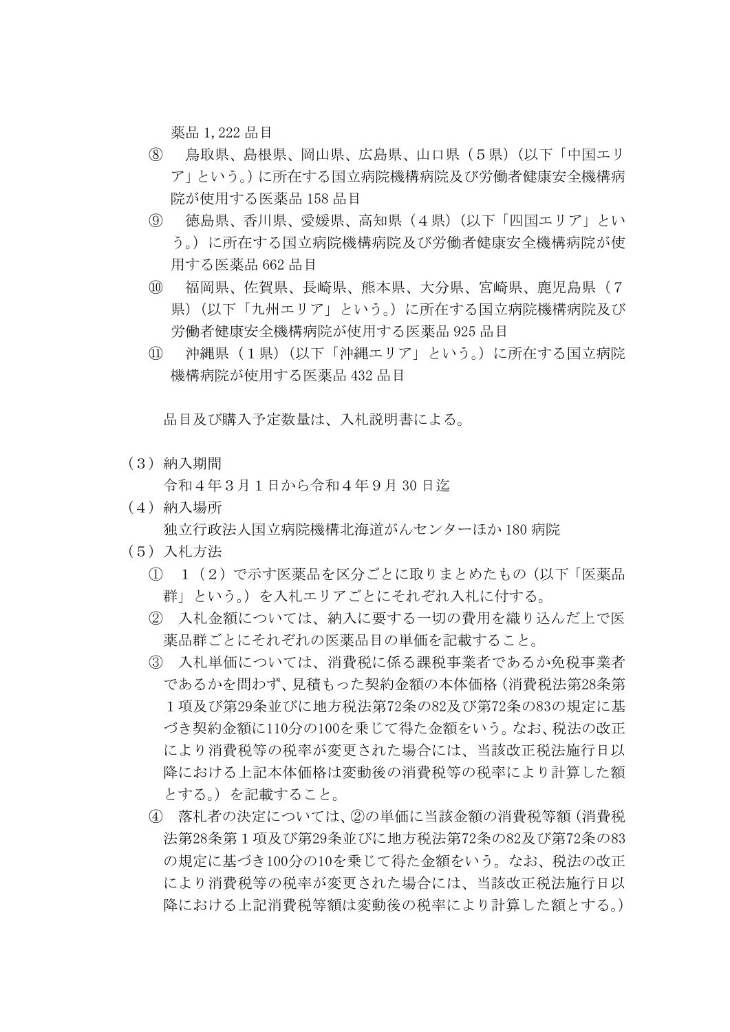薬品 1,222 品目

⑧　鳥取県、島根県、岡山県、広島県、山口県（５県）（以下「中国エリア」という。）に所在する国立病院機構病院及び労働者健康安全機構病院が使用する医薬品 158 品目

⑨　徳島県、香川県、愛媛県、高知県（４県）（以下「四国エリア」という。）に所在する国立病院機構病院及び労働者健康安全機構病院が使用する医薬品 662 品目

⑩　福岡県、佐賀県、長崎県、熊本県、大分県、宮崎県、鹿児島県（７県）（以下「九州エリア」という。）に所在する国立病院機構病院及び労働者健康安全機構病院が使用する医薬品 925 品目

⑪　沖縄県（１県）（以下「沖縄エリア」という。）に所在する国立病院機構病院が使用する医薬品 432 品目

品目及び購入予定数量は、入札説明書による。

（３）納入期間

令和４年３月１日から令和４年９月 30 日迄

（４）納入場所

独立行政法人国立病院機構北海道がんセンターほか 180 病院

（５）入札方法

①　１（２）で示す医薬品を区分ごとに取りまとめたもの（以下「医薬品群」という。）を入札エリアごとにそれぞれ入札に付する。

②　入札金額については、納入に要する一切の費用を織り込んだ上で医薬品群ごとにそれぞれの医薬品目の単価を記載すること。

③　入札単価については、消費税に係る課税事業者であるか免税事業者であるかを問わず、見積もった契約金額の本体価格（消費税法第28条第１項及び第29条並びに地方税法第72条の82及び第72条の83の規定に基づき契約金額に110分の100を乗じて得た金額をいう。なお、税法の改正により消費税等の税率が変更された場合には、当該改正税法施行日以降における上記本体価格は変動後の消費税等の税率により計算した額とする。）を記載すること。

④　落札者の決定については、②の単価に当該金額の消費税等額（消費税法第28条第１項及び第29条並びに地方税法第72条の82及び第72条の83の規定に基づき100分の10を乗じて得た金額をいう。なお、税法の改正により消費税等の税率が変更された場合には、当該改正税法施行日以降における上記消費税等額は変動後の税率により計算した額とする。）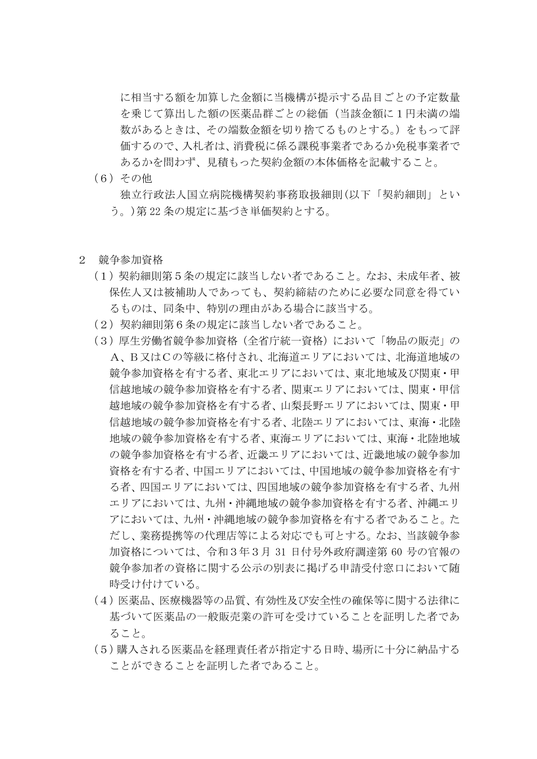に相当する額を加算した金額に当機構が提示する品目ごとの予定数量を乗じて算出した額の医薬品群ごとの総価（当該金額に１円未満の端数があるときは、その端数金額を切り捨てるものとする。）をもって評価するので、入札者は、消費税に係る課税事業者であるか免税事業者であるかを問わず、見積もった契約金額の本体価格を記載すること。

（６）その他

独立行政法人国立病院機構契約事務取扱細則（以下「契約細則」という。）第 22 条の規定に基づき単価契約とする。

## ２　競争参加資格

（１）契約細則第５条の規定に該当しない者であること。なお、未成年者、被保佐人又は被補助人であっても、契約締結のために必要な同意を得ているものは、同条中、特別の理由がある場合に該当する。

（２）契約細則第６条の規定に該当しない者であること。

（３）厚生労働省競争参加資格（全省庁統一資格）において「物品の販売」のＡ、Ｂ又はＣの等級に格付され、北海道エリアにおいては、北海道地域の競争参加資格を有する者、東北エリアにおいては、東北地域及び関東・甲信越地域の競争参加資格を有する者、関東エリアにおいては、関東・甲信越地域の競争参加資格を有する者、山梨長野エリアにおいては、関東・甲信越地域の競争参加資格を有する者、北陸エリアにおいては、東海・北陸地域の競争参加資格を有する者、東海エリアにおいては、東海・北陸地域の競争参加資格を有する者、近畿エリアにおいては、近畿地域の競争参加資格を有する者、中国エリアにおいては、中国地域の競争参加資格を有する者、四国エリアにおいては、四国地域の競争参加資格を有する者、九州エリアにおいては、九州・沖縄地域の競争参加資格を有する者、沖縄エリアにおいては、九州・沖縄地域の競争参加資格を有する者であること。ただし、業務提携等の代理店等による対応でも可とする。なお、当該競争参加資格については、令和３年３月 31 日付号外政府調達第 60 号の官報の競争参加者の資格に関する公示の別表に掲げる申請受付窓口において随時受け付けている。

（４）医薬品、医療機器等の品質、有効性及び安全性の確保等に関する法律に基づいて医薬品の一般販売業の許可を受けていることを証明した者であること。

（５）購入される医薬品を経理責任者が指定する日時、場所に十分に納品することができることを証明した者であること。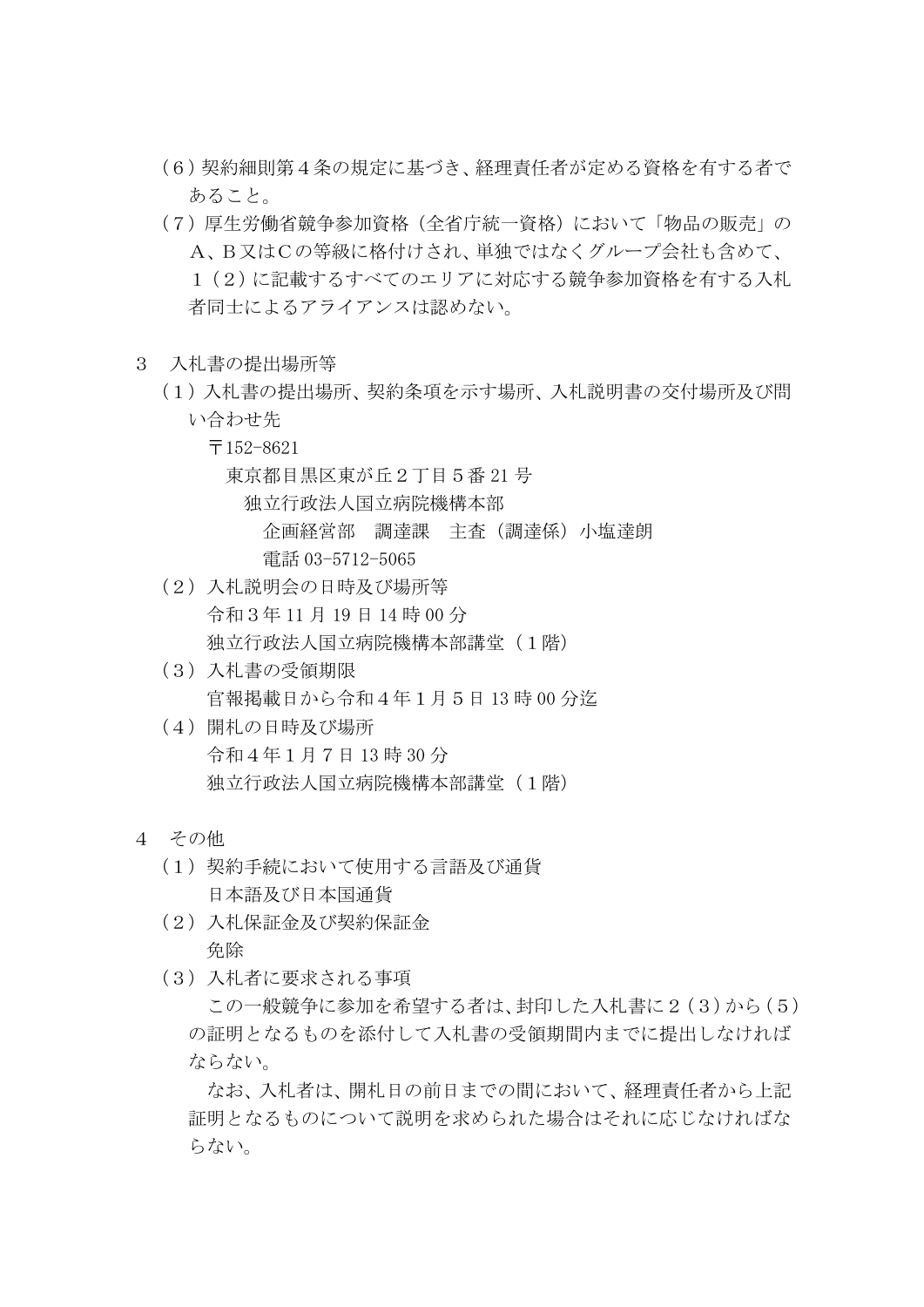（６）契約細則第４条の規定に基づき、経理責任者が定める資格を有する者であること。

（７）厚生労働省競争参加資格（全省庁統一資格）において「物品の販売」のＡ、Ｂ又はＣの等級に格付けされ、単独ではなくグループ会社も含めて、１（２）に記載するすべてのエリアに対応する競争参加資格を有する入札者同士によるアライアンスは認めない。

３　入札書の提出場所等

（１）入札書の提出場所、契約条項を示す場所、入札説明書の交付場所及び問い合わせ先

〒152-8621
東京都目黒区東が丘２丁目５番 21 号
独立行政法人国立病院機構本部
企画経営部　調達課　主査（調達係）小塩達朗
電話 03-5712-5065

（２）入札説明会の日時及び場所等

令和３年 11 月 19 日 14 時 00 分
独立行政法人国立病院機構本部講堂（１階）

（３）入札書の受領期限

官報掲載日から令和４年１月５日 13 時 00 分迄

（４）開札の日時及び場所

令和４年１月７日 13 時 30 分
独立行政法人国立病院機構本部講堂（１階）

４　その他

（１）契約手続において使用する言語及び通貨

日本語及び日本国通貨

（２）入札保証金及び契約保証金

免除

（３）入札者に要求される事項

この一般競争に参加を希望する者は、封印した入札書に２（３）から（５）の証明となるものを添付して入札書の受領期間内までに提出しなければならない。

なお、入札者は、開札日の前日までの間において、経理責任者から上記証明となるものについて説明を求められた場合はそれに応じなければならない。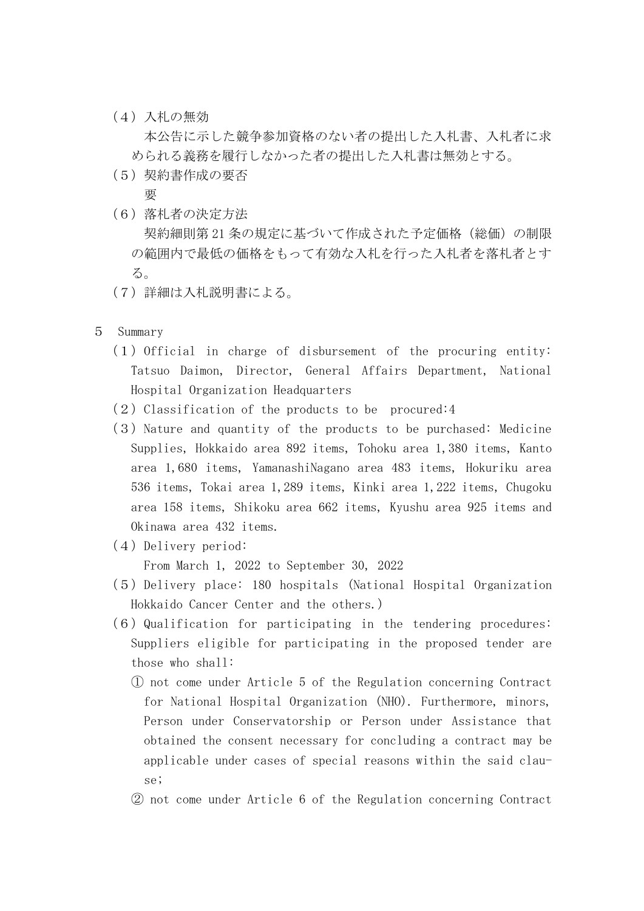（4）入札の無効

本公告に示した競争参加資格のない者の提出した入札書、入札者に求められる義務を履行しなかった者の提出した入札書は無効とする。

（5）契約書作成の要否

要

（6）落札者の決定方法

契約細則第 21 条の規定に基づいて作成された予定価格（総価）の制限の範囲内で最低の価格をもって有効な入札を行った入札者を落札者とする。

（7）詳細は入札説明書による。

5　Summary

（1）Official in charge of disbursement of the procuring entity: Tatsuo Daimon, Director, General Affairs Department, National Hospital Organization Headquarters

（2）Classification of the products to be procured:4

（3）Nature and quantity of the products to be purchased: Medicine Supplies, Hokkaido area 892 items, Tohoku area 1,380 items, Kanto area 1,680 items, YamanashiNagano area 483 items, Hokuriku area 536 items, Tokai area 1,289 items, Kinki area 1,222 items, Chugoku area 158 items, Shikoku area 662 items, Kyushu area 925 items and Okinawa area 432 items.

（4）Delivery period:

From March 1, 2022 to September 30, 2022

（5）Delivery place: 180 hospitals (National Hospital Organization Hokkaido Cancer Center and the others.)

（6）Qualification for participating in the tendering procedures: Suppliers eligible for participating in the proposed tender are those who shall:

① not come under Article 5 of the Regulation concerning Contract for National Hospital Organization (NHO). Furthermore, minors, Person under Conservatorship or Person under Assistance that obtained the consent necessary for concluding a contract may be applicable under cases of special reasons within the said clause;

② not come under Article 6 of the Regulation concerning Contract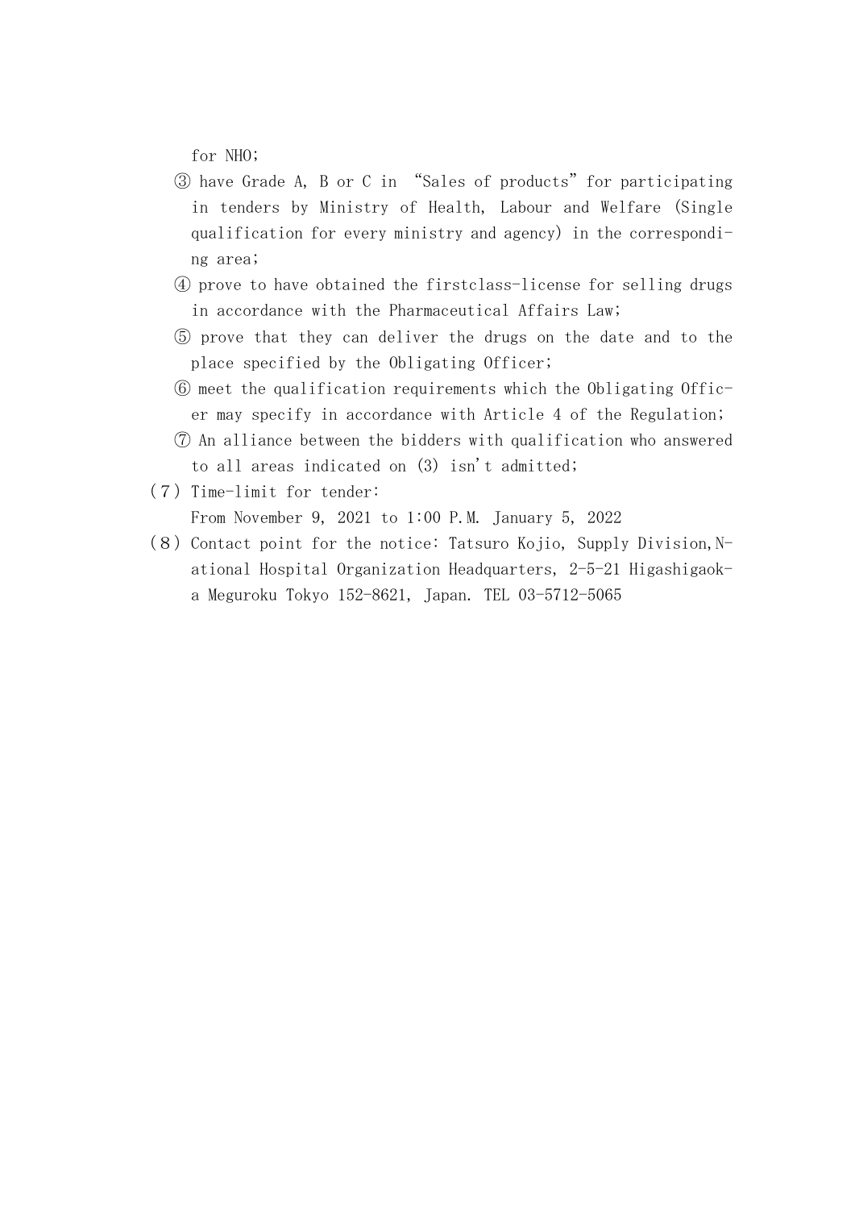for NHO;

③ have Grade A, B or C in "Sales of products" for participating in tenders by Ministry of Health, Labour and Welfare (Single qualification for every ministry and agency) in the corresponding area;

④ prove to have obtained the firstclass-license for selling drugs in accordance with the Pharmaceutical Affairs Law;

⑤ prove that they can deliver the drugs on the date and to the place specified by the Obligating Officer;

⑥ meet the qualification requirements which the Obligating Officer may specify in accordance with Article 4 of the Regulation;

⑦ An alliance between the bidders with qualification who answered to all areas indicated on (3) isn't admitted;

（７）Time-limit for tender:
From November 9, 2021 to 1:00 P.M. January 5, 2022

（８）Contact point for the notice: Tatsuro Kojio, Supply Division, National Hospital Organization Headquarters, 2-5-21 Higashigaoka Meguroku Tokyo 152-8621, Japan. TEL 03-5712-5065